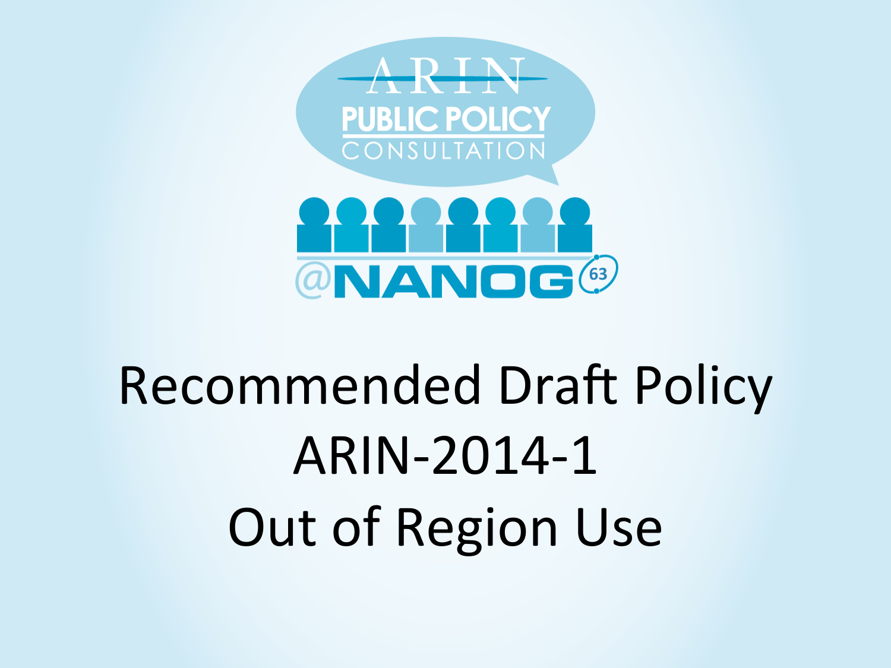ARIN PUBLIC POLICY CONSULTATION

@NANOG 63

# Recommended Draft Policy ARIN-2014-1 Out of Region Use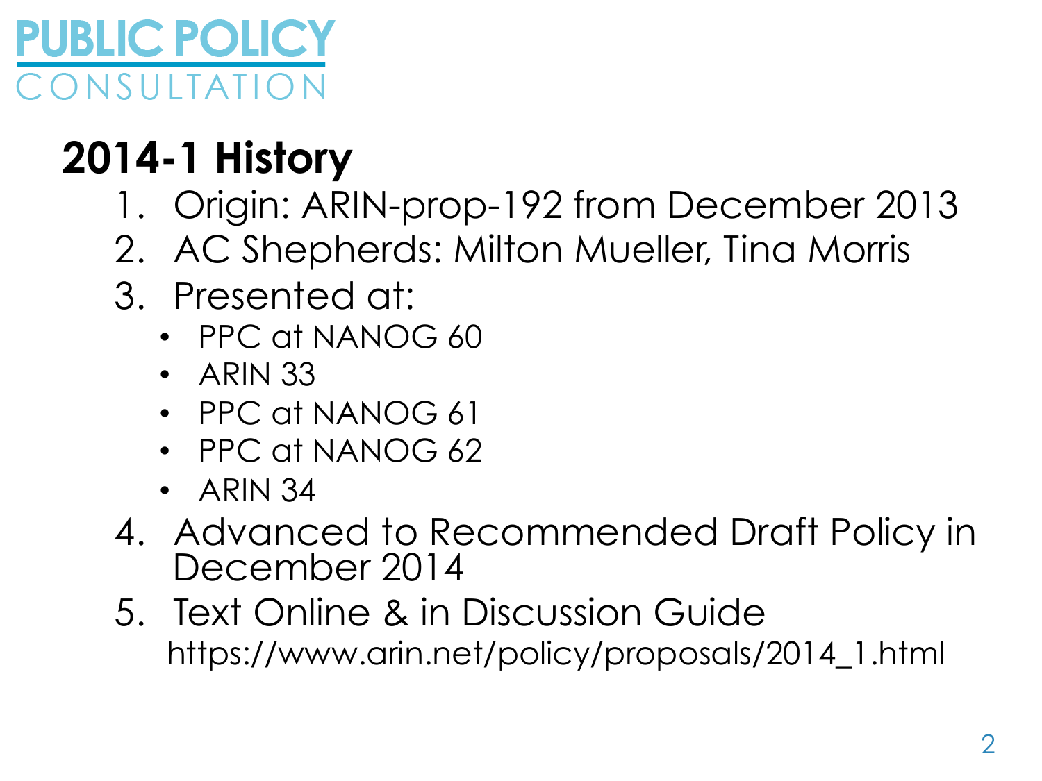# 2014-1 History

1. Origin: ARIN-prop-192 from December 2013
2. AC Shepherds: Milton Mueller, Tina Morris
3. Presented at:
   - PPC at NANOG 60
   - ARIN 33
   - PPC at NANOG 61
   - PPC at NANOG 62
   - ARIN 34
4. Advanced to Recommended Draft Policy in December 2014
5. Text Online & in Discussion Guide
   https://www.arin.net/policy/proposals/2014_1.html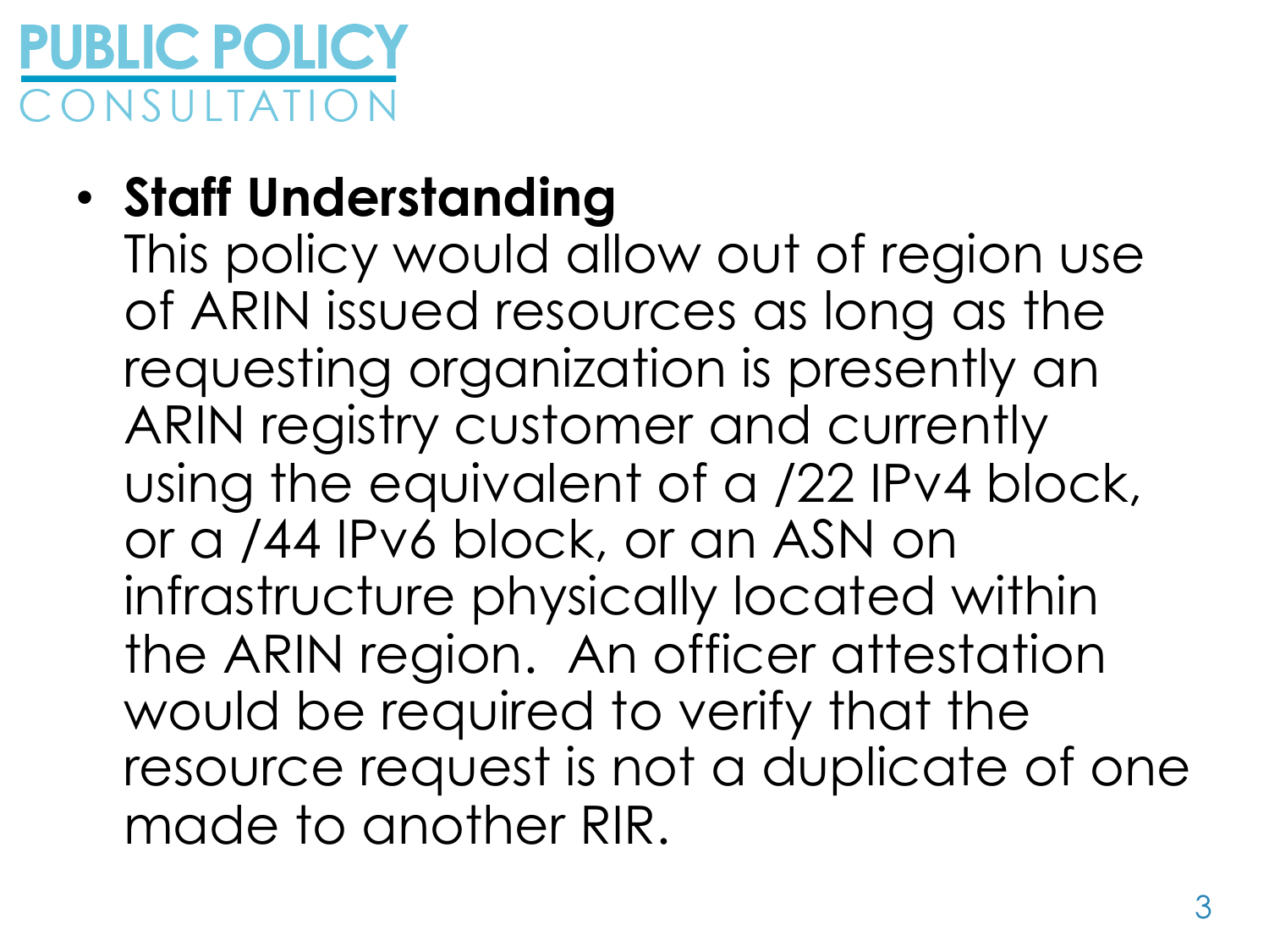# PUBLIC POLICY CONSULTATION

- **Staff Understanding**
  This policy would allow out of region use of ARIN issued resources as long as the requesting organization is presently an ARIN registry customer and currently using the equivalent of a /22 IPv4 block, or a /44 IPv6 block, or an ASN on infrastructure physically located within the ARIN region. An officer attestation would be required to verify that the resource request is not a duplicate of one made to another RIR.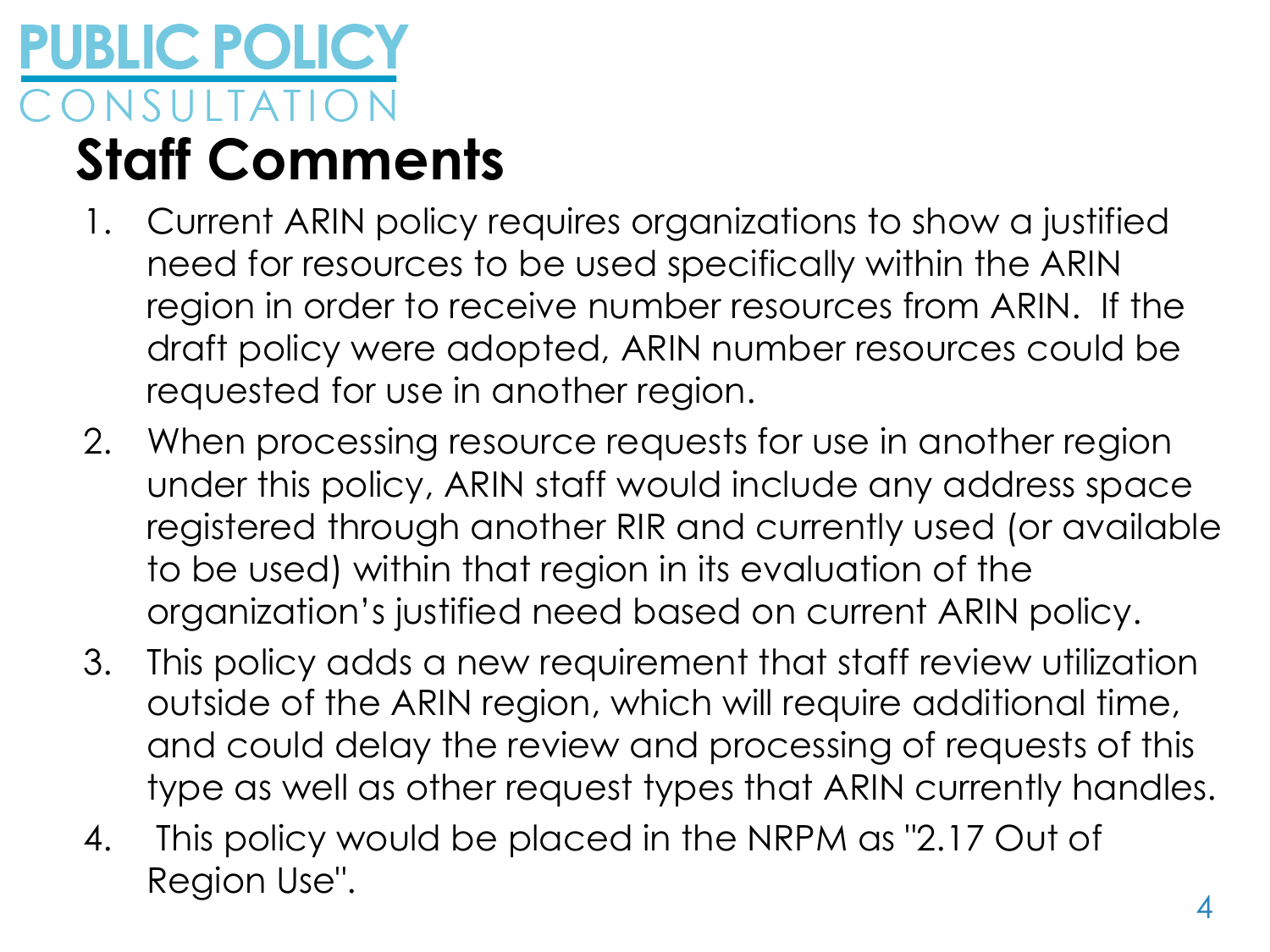**PUBLIC POLICY**
CONSULTATION

# Staff Comments

1. Current ARIN policy requires organizations to show a justified need for resources to be used specifically within the ARIN region in order to receive number resources from ARIN. If the draft policy were adopted, ARIN number resources could be requested for use in another region.
2. When processing resource requests for use in another region under this policy, ARIN staff would include any address space registered through another RIR and currently used (or available to be used) within that region in its evaluation of the organization's justified need based on current ARIN policy.
3. This policy adds a new requirement that staff review utilization outside of the ARIN region, which will require additional time, and could delay the review and processing of requests of this type as well as other request types that ARIN currently handles.
4. This policy would be placed in the NRPM as "2.17 Out of Region Use".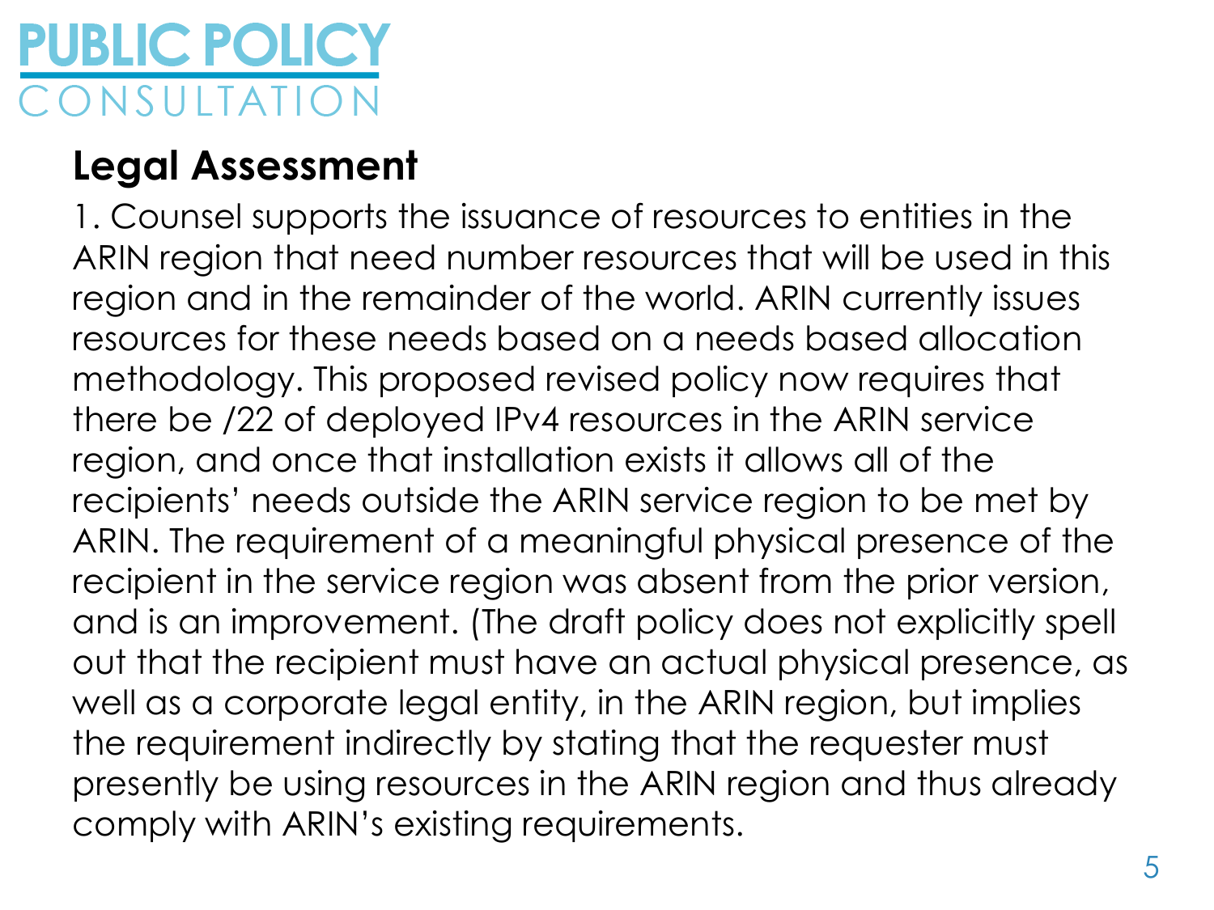# PUBLIC POLICY CONSULTATION

## Legal Assessment

1. Counsel supports the issuance of resources to entities in the ARIN region that need number resources that will be used in this region and in the remainder of the world. ARIN currently issues resources for these needs based on a needs based allocation methodology. This proposed revised policy now requires that there be /22 of deployed IPv4 resources in the ARIN service region, and once that installation exists it allows all of the recipients' needs outside the ARIN service region to be met by ARIN. The requirement of a meaningful physical presence of the recipient in the service region was absent from the prior version, and is an improvement. (The draft policy does not explicitly spell out that the recipient must have an actual physical presence, as well as a corporate legal entity, in the ARIN region, but implies the requirement indirectly by stating that the requester must presently be using resources in the ARIN region and thus already comply with ARIN's existing requirements.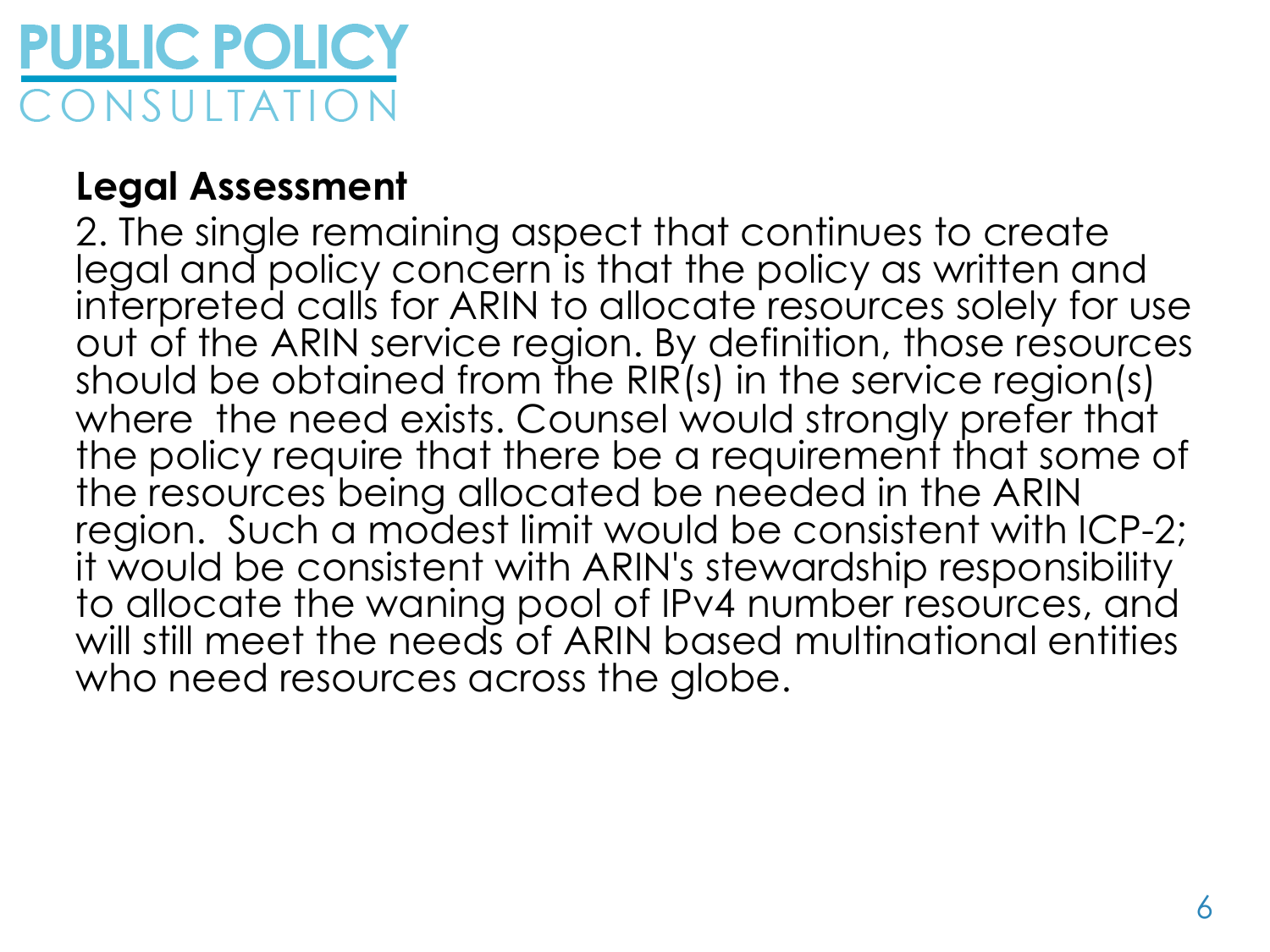# PUBLIC POLICY CONSULTATION

**Legal Assessment**

2. The single remaining aspect that continues to create legal and policy concern is that the policy as written and interpreted calls for ARIN to allocate resources solely for use out of the ARIN service region. By definition, those resources should be obtained from the RIR(s) in the service region(s) where the need exists. Counsel would strongly prefer that the policy require that there be a requirement that some of the resources being allocated be needed in the ARIN region. Such a modest limit would be consistent with ICP-2; it would be consistent with ARIN's stewardship responsibility to allocate the waning pool of IPv4 number resources, and will still meet the needs of ARIN based multinational entities who need resources across the globe.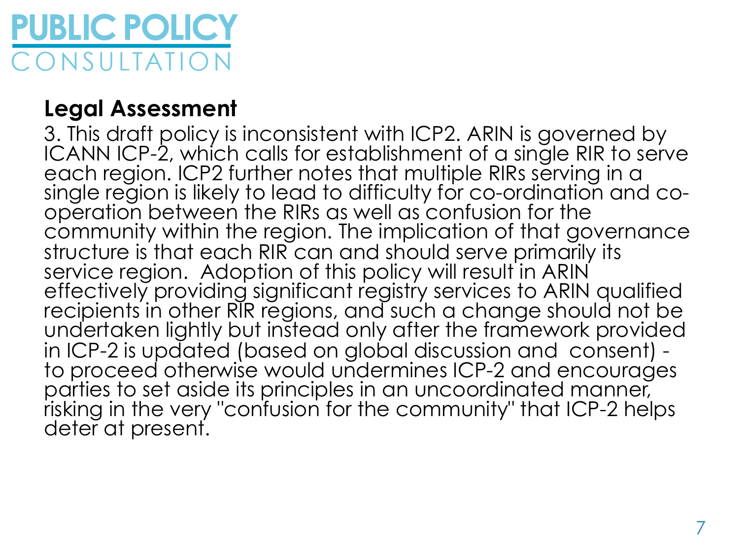# PUBLIC POLICY CONSULTATION

## Legal Assessment

3. This draft policy is inconsistent with ICP2. ARIN is governed by ICANN ICP-2, which calls for establishment of a single RIR to serve each region. ICP2 further notes that multiple RIRs serving in a single region is likely to lead to difficulty for co-ordination and co-operation between the RIRs as well as confusion for the community within the region. The implication of that governance structure is that each RIR can and should serve primarily its service region. Adoption of this policy will result in ARIN effectively providing significant registry services to ARIN qualified recipients in other RIR regions, and such a change should not be undertaken lightly but instead only after the framework provided in ICP-2 is updated (based on global discussion and consent) - to proceed otherwise would undermines ICP-2 and encourages parties to set aside its principles in an uncoordinated manner, risking in the very "confusion for the community" that ICP-2 helps deter at present.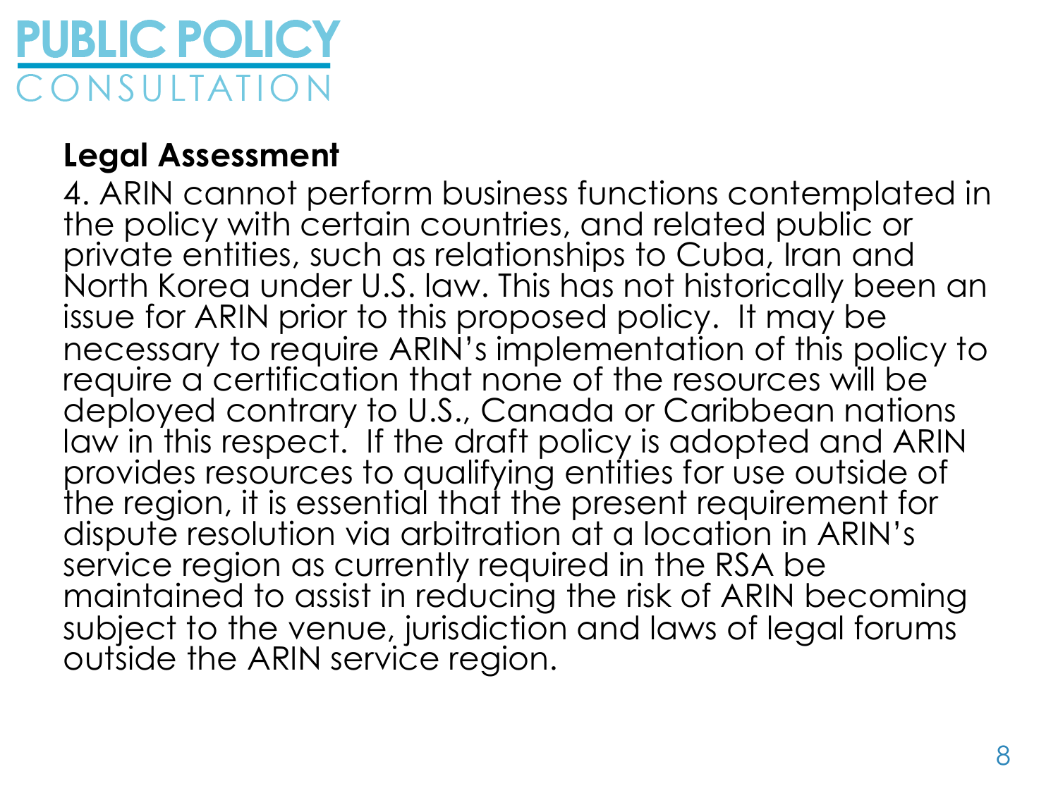# PUBLIC POLICY CONSULTATION

**Legal Assessment**

4. ARIN cannot perform business functions contemplated in the policy with certain countries, and related public or private entities, such as relationships to Cuba, Iran and North Korea under U.S. law. This has not historically been an issue for ARIN prior to this proposed policy. It may be necessary to require ARIN's implementation of this policy to require a certification that none of the resources will be deployed contrary to U.S., Canada or Caribbean nations law in this respect. If the draft policy is adopted and ARIN provides resources to qualifying entities for use outside of the region, it is essential that the present requirement for dispute resolution via arbitration at a location in ARIN's service region as currently required in the RSA be maintained to assist in reducing the risk of ARIN becoming subject to the venue, jurisdiction and laws of legal forums outside the ARIN service region.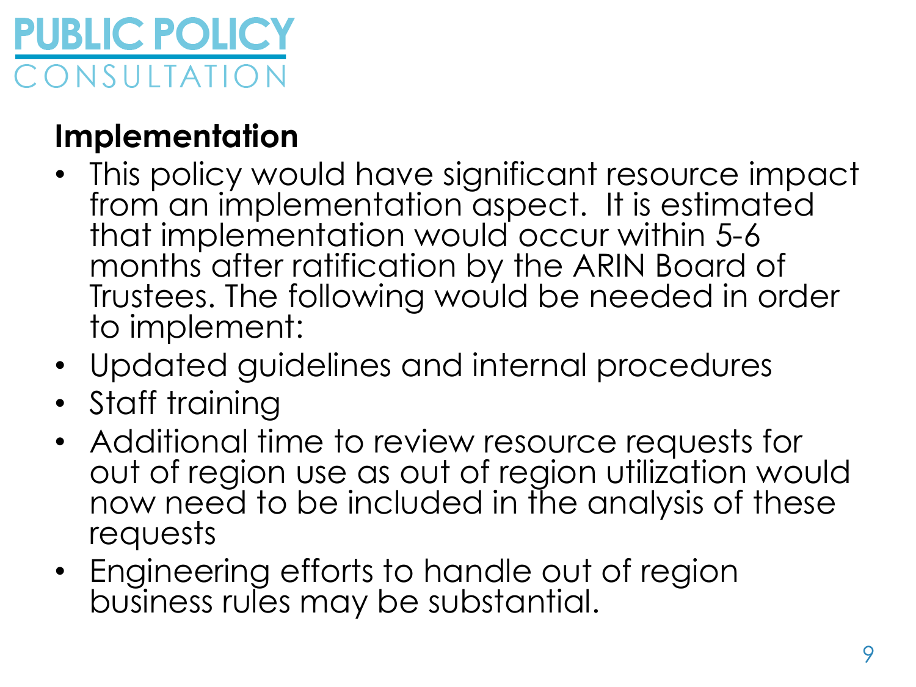PUBLIC POLICY
CONSULTATION

## Implementation

- This policy would have significant resource impact from an implementation aspect. It is estimated that implementation would occur within 5-6 months after ratification by the ARIN Board of Trustees. The following would be needed in order to implement:
- Updated guidelines and internal procedures
- Staff training
- Additional time to review resource requests for out of region use as out of region utilization would now need to be included in the analysis of these requests
- Engineering efforts to handle out of region business rules may be substantial.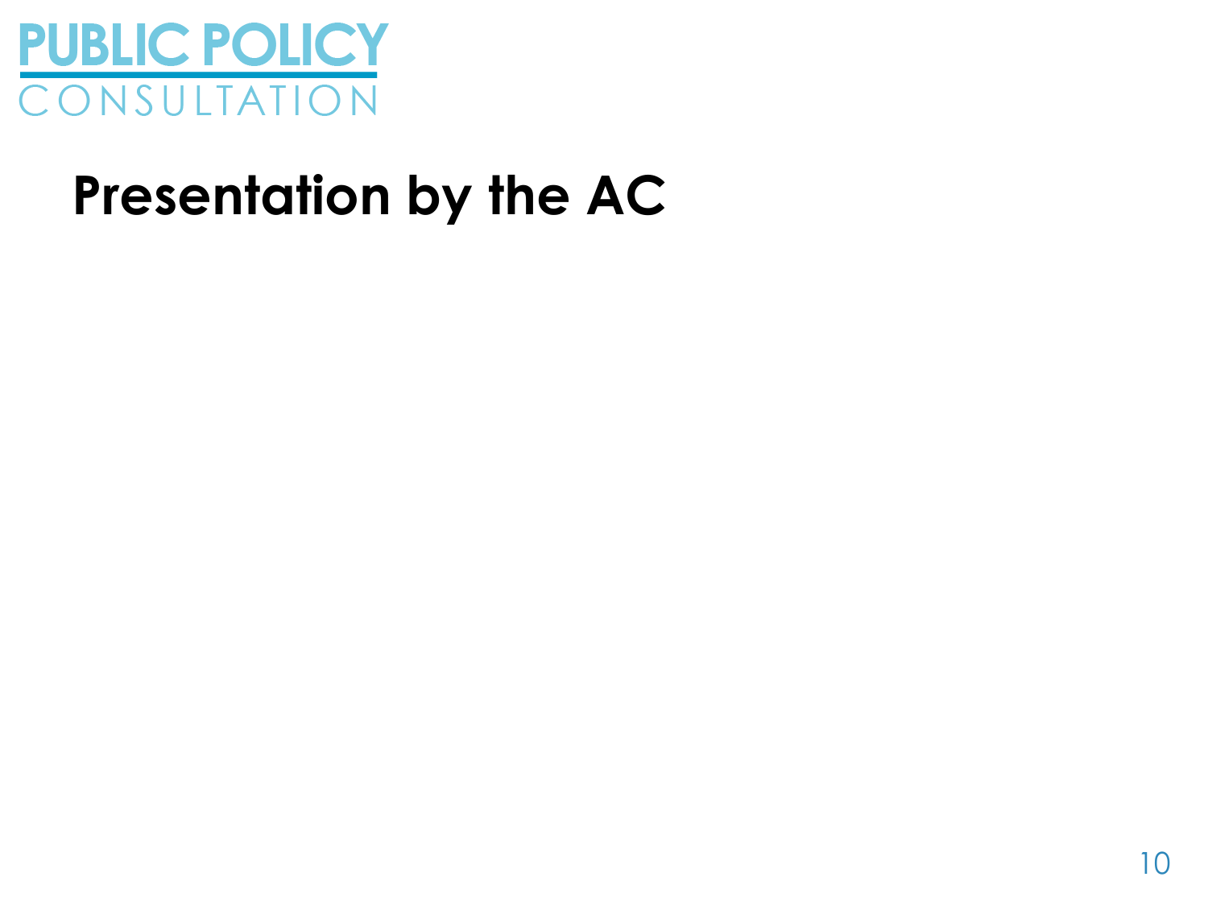# Presentation by the AC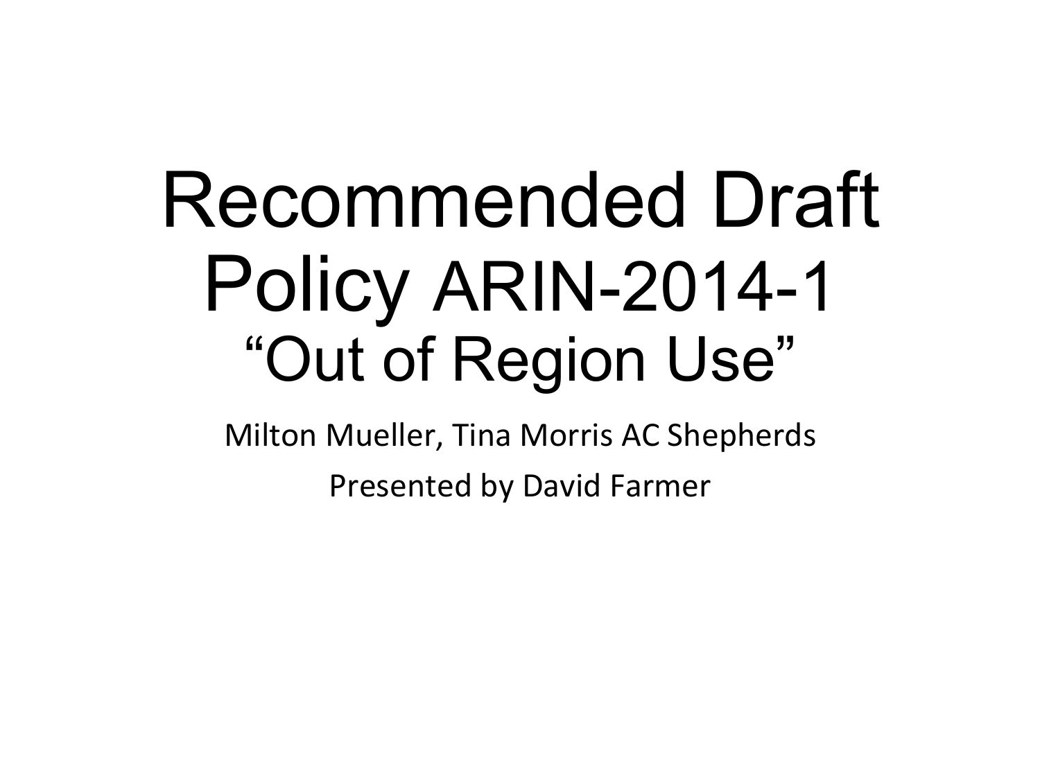# Recommended Draft Policy ARIN-2014-1

## "Out of Region Use"

Milton Mueller, Tina Morris AC Shepherds

Presented by David Farmer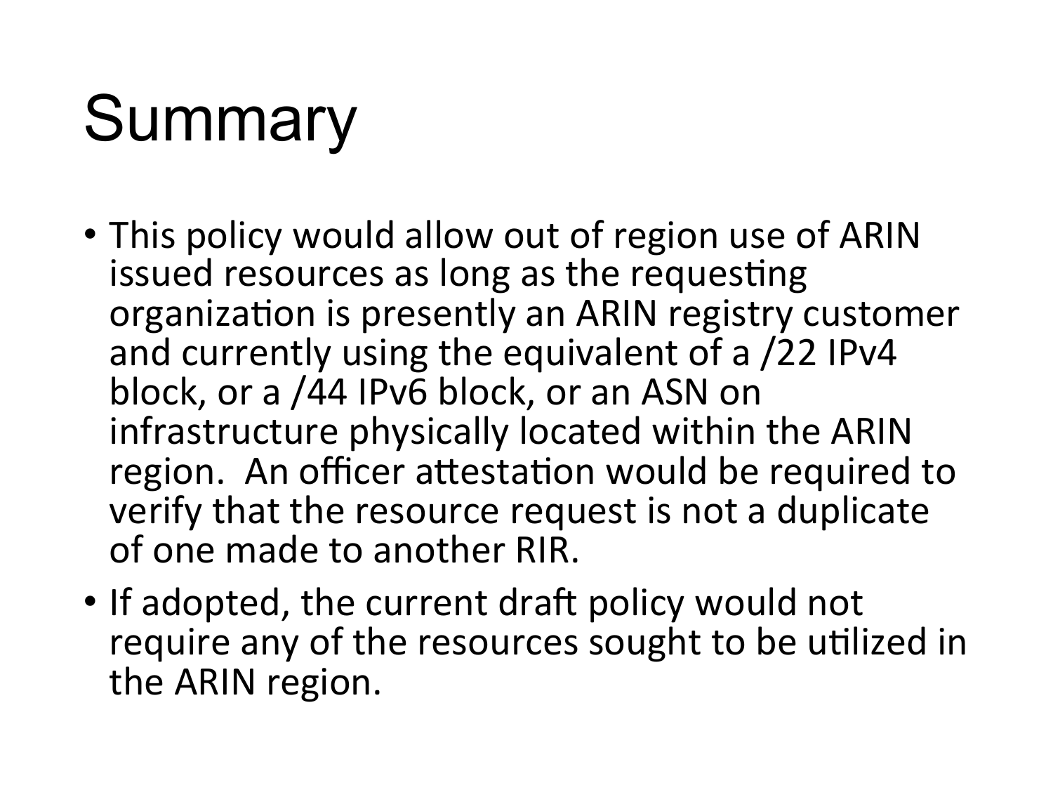# Summary

- This policy would allow out of region use of ARIN issued resources as long as the requesting organization is presently an ARIN registry customer and currently using the equivalent of a /22 IPv4 block, or a /44 IPv6 block, or an ASN on infrastructure physically located within the ARIN region. An officer attestation would be required to verify that the resource request is not a duplicate of one made to another RIR.
- If adopted, the current draft policy would not require any of the resources sought to be utilized in the ARIN region.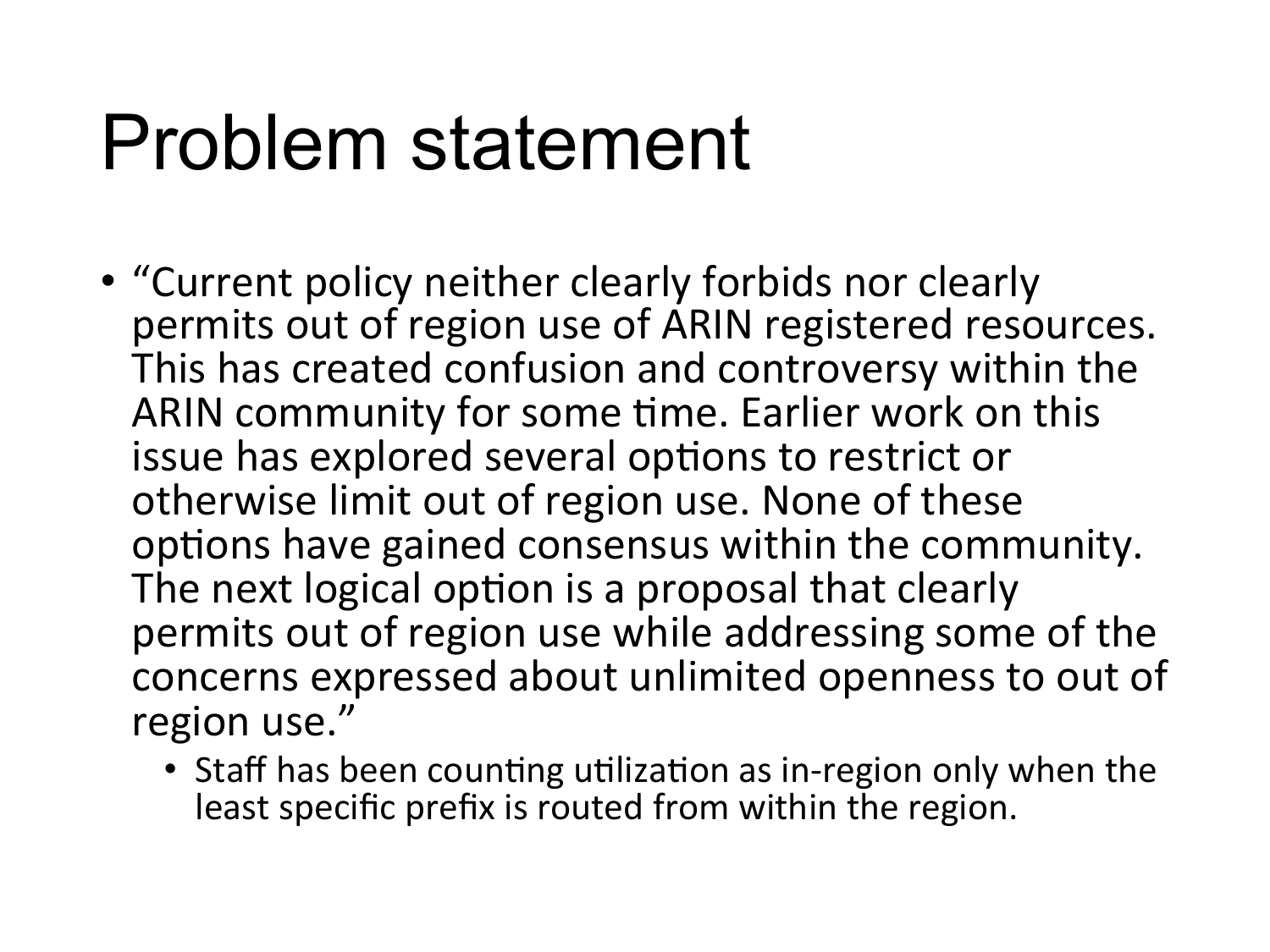# Problem statement

- "Current policy neither clearly forbids nor clearly permits out of region use of ARIN registered resources. This has created confusion and controversy within the ARIN community for some time. Earlier work on this issue has explored several options to restrict or otherwise limit out of region use. None of these options have gained consensus within the community. The next logical option is a proposal that clearly permits out of region use while addressing some of the concerns expressed about unlimited openness to out of region use."
  - Staff has been counting utilization as in-region only when the least specific prefix is routed from within the region.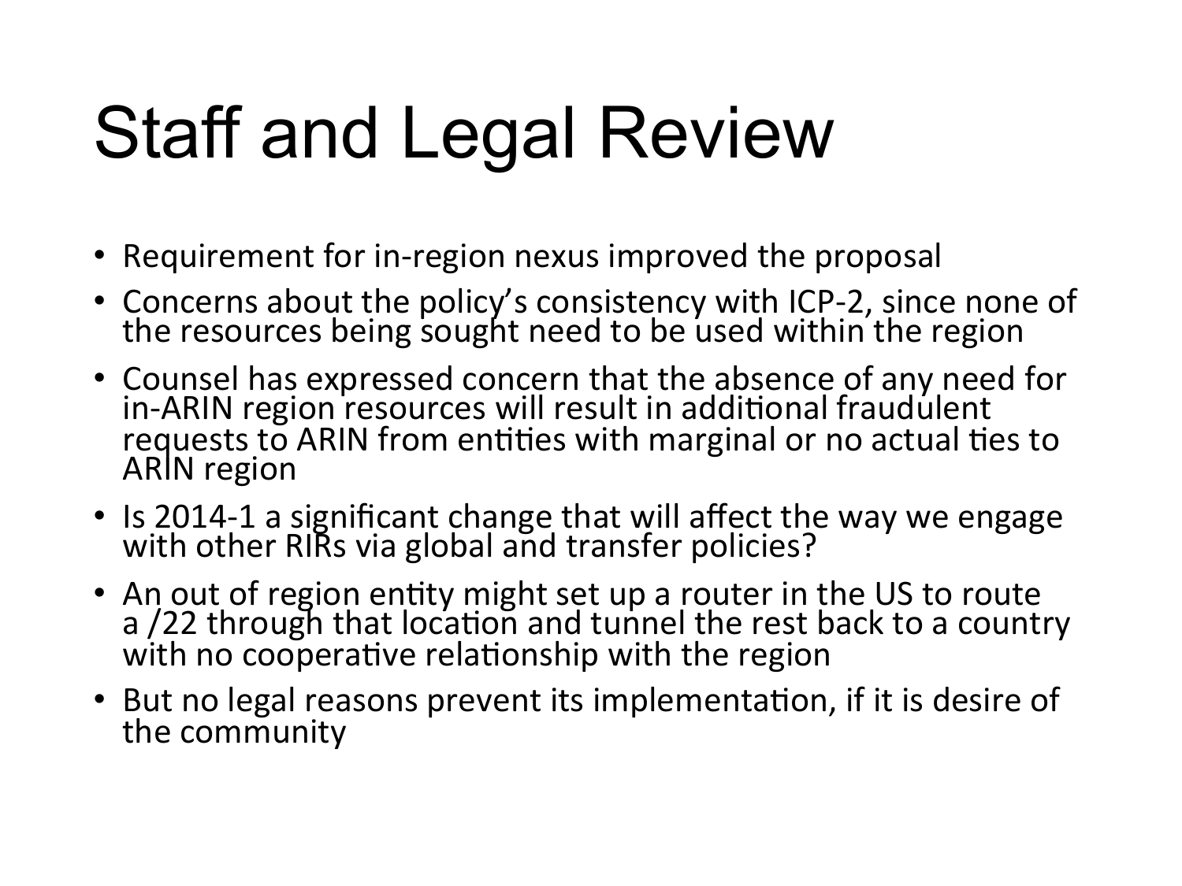# Staff and Legal Review

- Requirement for in-region nexus improved the proposal
- Concerns about the policy's consistency with ICP-2, since none of the resources being sought need to be used within the region
- Counsel has expressed concern that the absence of any need for in-ARIN region resources will result in additional fraudulent requests to ARIN from entities with marginal or no actual ties to ARIN region
- Is 2014-1 a significant change that will affect the way we engage with other RIRs via global and transfer policies?
- An out of region entity might set up a router in the US to route a /22 through that location and tunnel the rest back to a country with no cooperative relationship with the region
- But no legal reasons prevent its implementation, if it is desire of the community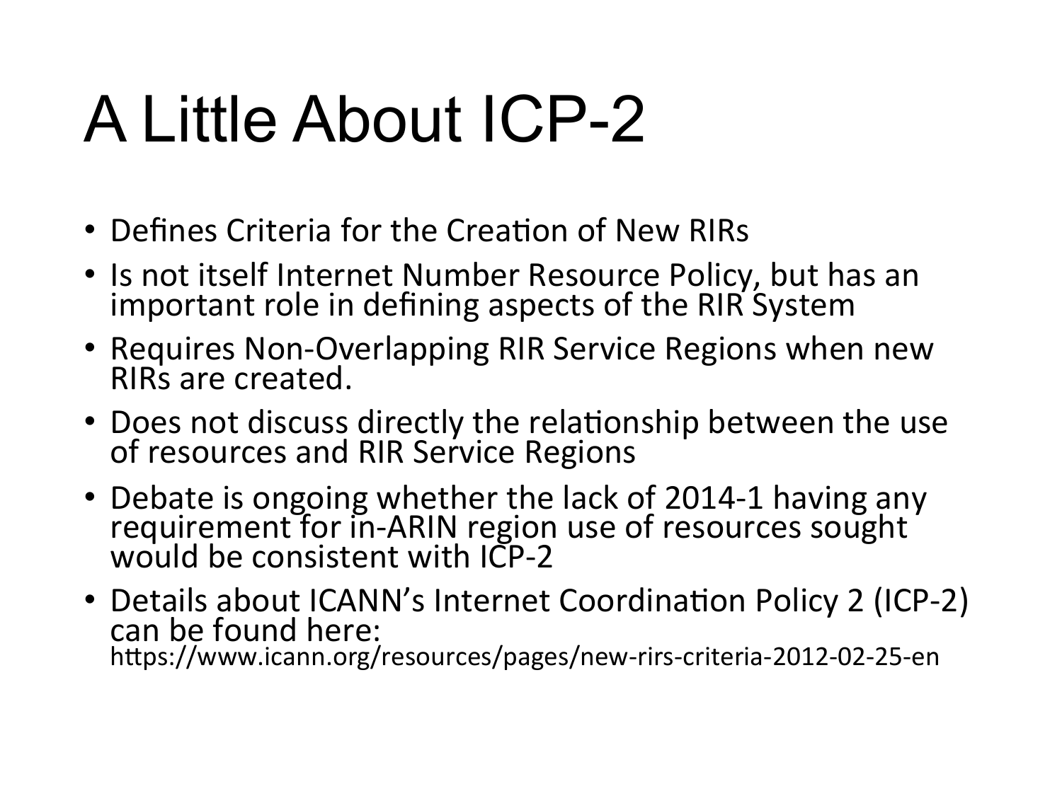# A Little About ICP-2

- Defines Criteria for the Creation of New RIRs
- Is not itself Internet Number Resource Policy, but has an important role in defining aspects of the RIR System
- Requires Non-Overlapping RIR Service Regions when new RIRs are created.
- Does not discuss directly the relationship between the use of resources and RIR Service Regions
- Debate is ongoing whether the lack of 2014-1 having any requirement for in-ARIN region use of resources sought would be consistent with ICP-2
- Details about ICANN's Internet Coordination Policy 2 (ICP-2) can be found here: https://www.icann.org/resources/pages/new-rirs-criteria-2012-02-25-en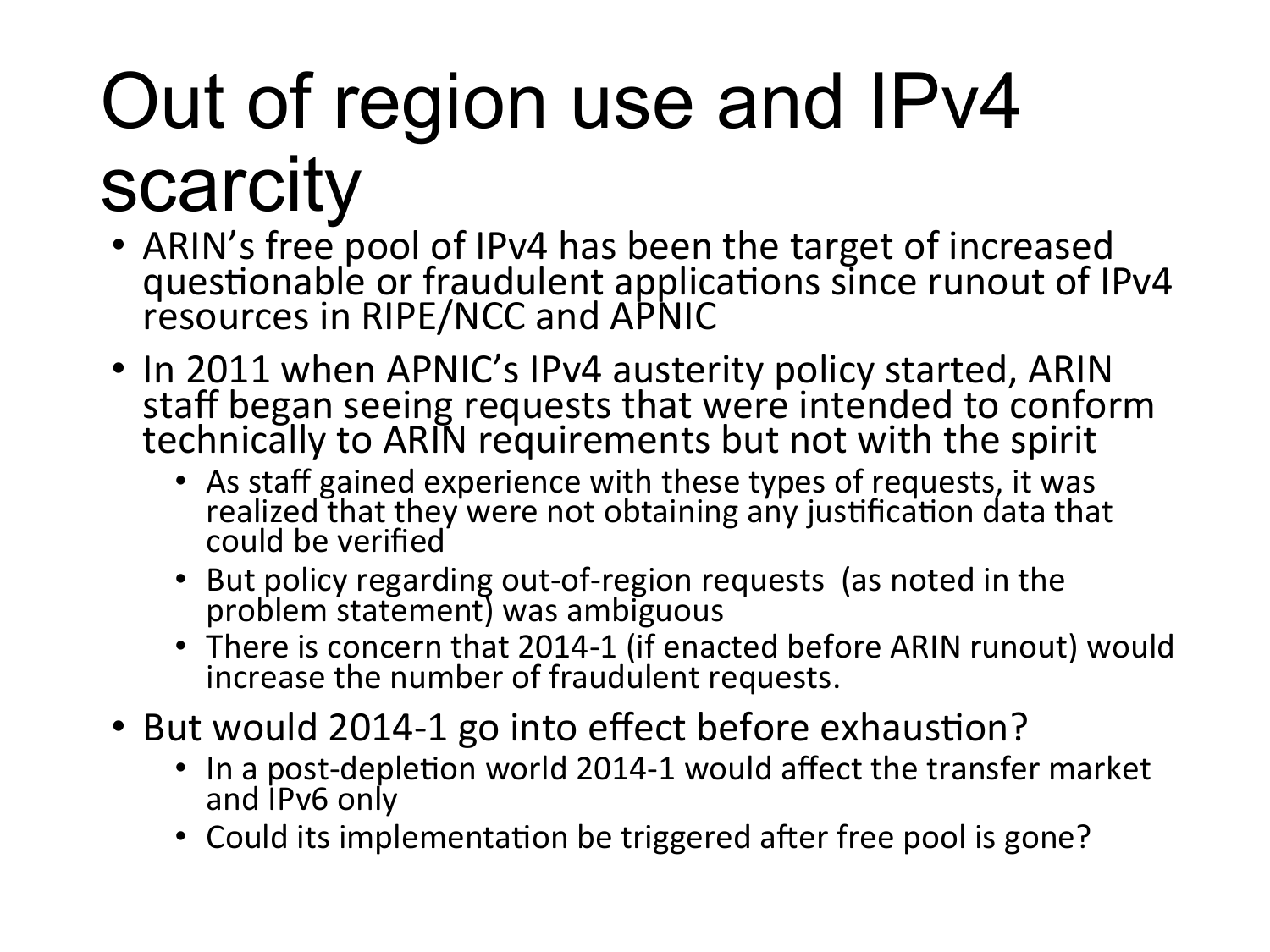# Out of region use and IPv4 scarcity

- ARIN's free pool of IPv4 has been the target of increased questionable or fraudulent applications since runout of IPv4 resources in RIPE/NCC and APNIC
- In 2011 when APNIC's IPv4 austerity policy started, ARIN staff began seeing requests that were intended to conform technically to ARIN requirements but not with the spirit
  - As staff gained experience with these types of requests, it was realized that they were not obtaining any justification data that could be verified
  - But policy regarding out-of-region requests (as noted in the problem statement) was ambiguous
  - There is concern that 2014-1 (if enacted before ARIN runout) would increase the number of fraudulent requests.
- But would 2014-1 go into effect before exhaustion?
  - In a post-depletion world 2014-1 would affect the transfer market and IPv6 only
  - Could its implementation be triggered after free pool is gone?